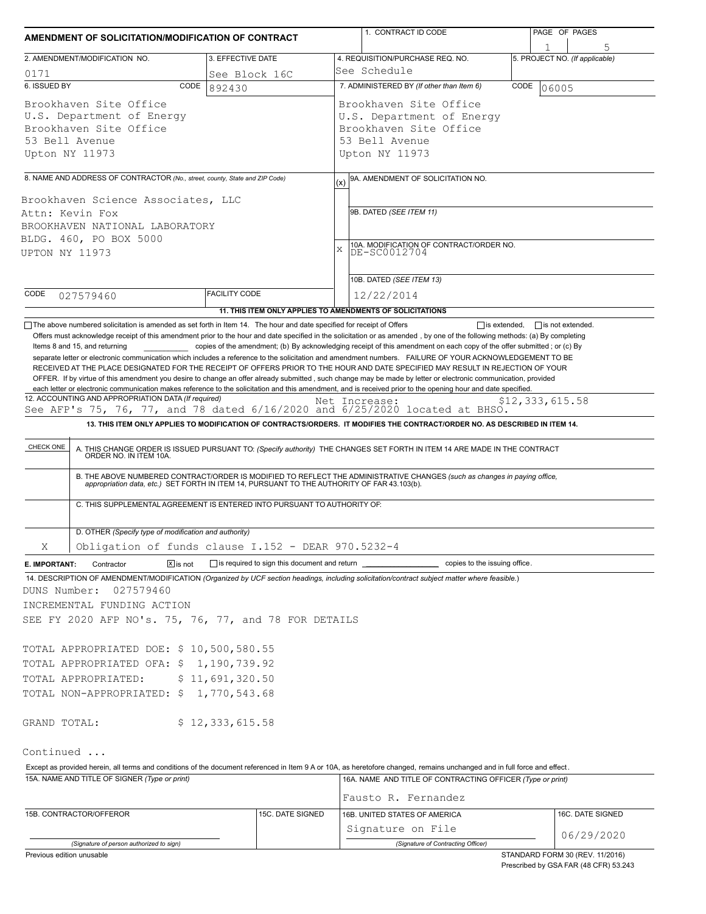# AMENDMENT OF SOLICITATION/MODIFICATION OF CONTRACT

| 1. CONTRACT ID CODE | PAGE OF PAGES |
|---|---|
| | 1 5 |

| 2. AMENDMENT/MODIFICATION NO. | 3. EFFECTIVE DATE | 4. REQUISITION/PURCHASE REQ. NO. | 5. PROJECT NO. (If applicable) |
|---|---|---|---|
| 0171 | See Block 16C | See Schedule | |

**6. ISSUED BY** CODE 892430

Brookhaven Site Office
U.S. Department of Energy
Brookhaven Site Office
53 Bell Avenue
Upton NY 11973

**7. ADMINISTERED BY** *(If other than Item 6)* CODE 06005

Brookhaven Site Office
U.S. Department of Energy
Brookhaven Site Office
53 Bell Avenue
Upton NY 11973

**8. NAME AND ADDRESS OF CONTRACTOR** *(No., street, county, State and ZIP Code)*

Brookhaven Science Associates, LLC
Attn: Kevin Fox
BROOKHAVEN NATIONAL LABORATORY
BLDG. 460, PO BOX 5000
UPTON NY 11973

CODE 027579460 FACILITY CODE

(x) 9A. AMENDMENT OF SOLICITATION NO.

9B. DATED *(SEE ITEM 11)*

X 10A. MODIFICATION OF CONTRACT/ORDER NO.
DE-SC0012704

10B. DATED *(SEE ITEM 13)*
12/22/2014

**11. THIS ITEM ONLY APPLIES TO AMENDMENTS OF SOLICITATIONS**

☐ The above numbered solicitation is amended as set forth in Item 14. The hour and date specified for receipt of Offers ☐ is extended, ☐ is not extended.

Offers must acknowledge receipt of this amendment prior to the hour and date specified in the solicitation or as amended, by one of the following methods: (a) By completing Items 8 and 15, and returning \_\_\_\_\_\_\_\_\_\_ copies of the amendment; (b) By acknowledging receipt of this amendment on each copy of the offer submitted ; or (c) By separate letter or electronic communication which includes a reference to the solicitation and amendment numbers. FAILURE OF YOUR ACKNOWLEDGEMENT TO BE RECEIVED AT THE PLACE DESIGNATED FOR THE RECEIPT OF OFFERS PRIOR TO THE HOUR AND DATE SPECIFIED MAY RESULT IN REJECTION OF YOUR OFFER. If by virtue of this amendment you desire to change an offer already submitted , such change may be made by letter or electronic communication, provided each letter or electronic communication makes reference to the solicitation and this amendment, and is received prior to the opening hour and date specified.

**12. ACCOUNTING AND APPROPRIATION DATA** *(If required)*
See AFP's 75, 76, 77, and 78 dated 6/16/2020 and 6/25/2020 located at BHSO. Net Increase: $12,333,615.58

**13. THIS ITEM ONLY APPLIES TO MODIFICATION OF CONTRACTS/ORDERS. IT MODIFIES THE CONTRACT/ORDER NO. AS DESCRIBED IN ITEM 14.**

| CHECK ONE | |
|---|---|
| | A. THIS CHANGE ORDER IS ISSUED PURSUANT TO: *(Specify authority)* THE CHANGES SET FORTH IN ITEM 14 ARE MADE IN THE CONTRACT ORDER NO. IN ITEM 10A. |
| | B. THE ABOVE NUMBERED CONTRACT/ORDER IS MODIFIED TO REFLECT THE ADMINISTRATIVE CHANGES *(such as changes in paying office, appropriation data, etc.)* SET FORTH IN ITEM 14, PURSUANT TO THE AUTHORITY OF FAR 43.103(b). |
| | C. THIS SUPPLEMENTAL AGREEMENT IS ENTERED INTO PURSUANT TO AUTHORITY OF: |
| X | D. OTHER *(Specify type of modification and authority)* Obligation of funds clause I.152 - DEAR 970.5232-4 |

**E. IMPORTANT:** Contractor ☒ is not ☐ is required to sign this document and return \_\_\_\_\_\_\_\_\_\_ copies to the issuing office.

**14. DESCRIPTION OF AMENDMENT/MODIFICATION** *(Organized by UCF section headings, including solicitation/contract subject matter where feasible.)*

DUNS Number: 027579460
INCREMENTAL FUNDING ACTION
SEE FY 2020 AFP NO's. 75, 76, 77, and 78 FOR DETAILS

TOTAL APPROPRIATED DOE: $ 10,500,580.55
TOTAL APPROPRIATED OFA: $ 1,190,739.92
TOTAL APPROPRIATED: $ 11,691,320.50
TOTAL NON-APPROPRIATED: $ 1,770,543.68

GRAND TOTAL: $ 12,333,615.58

Continued ...

Except as provided herein, all terms and conditions of the document referenced in Item 9 A or 10A, as heretofore changed, remains unchanged and in full force and effect.

| 15A. NAME AND TITLE OF SIGNER (Type or print) | | 16A. NAME AND TITLE OF CONTRACTING OFFICER (Type or print) | |
|---|---|---|---|
| | | Fausto R. Fernandez | |
| **15B. CONTRACTOR/OFFEROR** | **15C. DATE SIGNED** | **16B. UNITED STATES OF AMERICA** | **16C. DATE SIGNED** |
| *(Signature of person authorized to sign)* | | Signature on File *(Signature of Contracting Officer)* | 06/29/2020 |

Previous edition unusable

STANDARD FORM 30 (REV. 11/2016)
Prescribed by GSA FAR (48 CFR) 53.243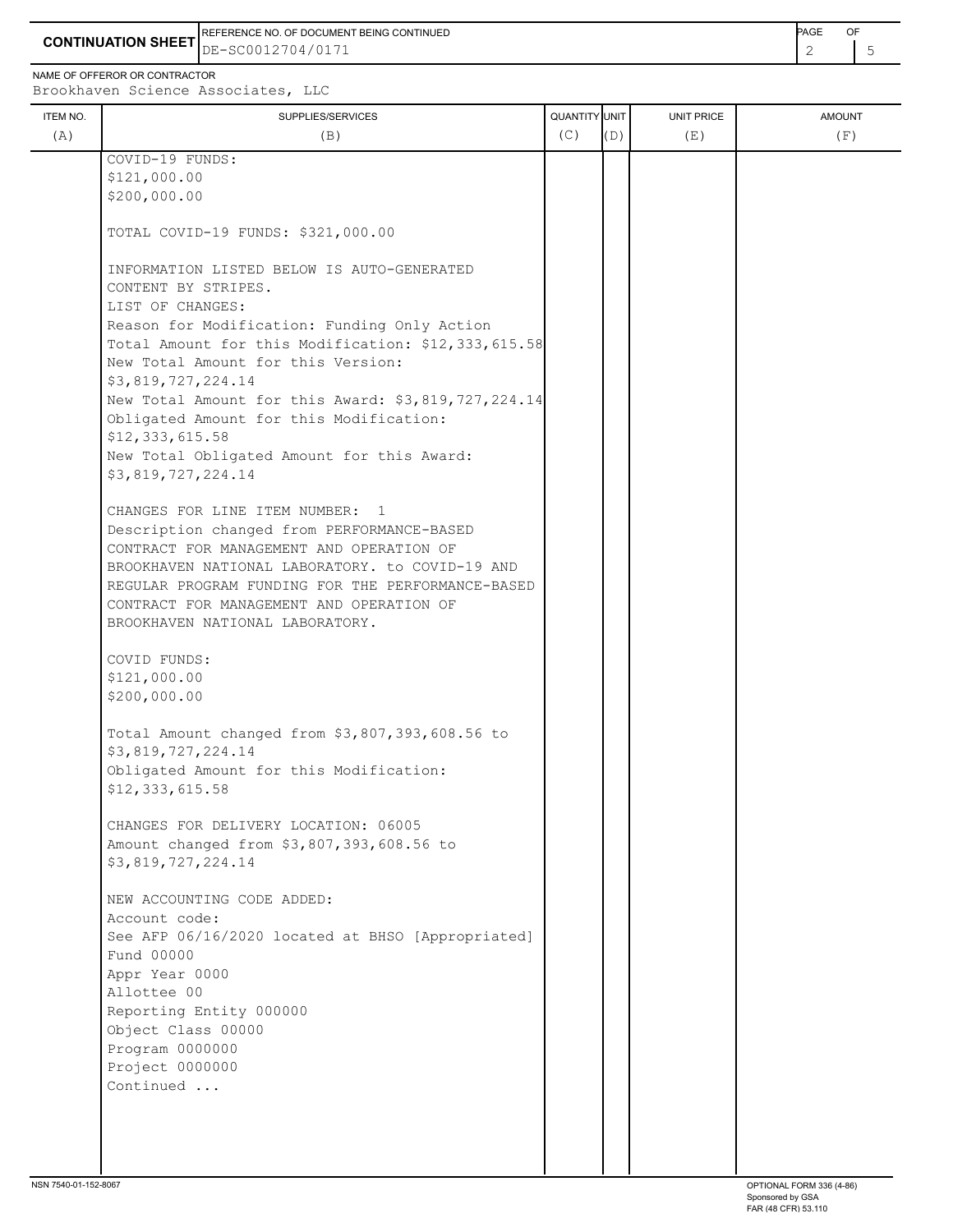**CONTINUATION SHEET**

REFERENCE NO. OF DOCUMENT BEING CONTINUED
DE-SC0012704/0171

NAME OF OFFEROR OR CONTRACTOR
Brookhaven Science Associates, LLC

| ITEM NO. (A) | SUPPLIES/SERVICES (B) | QUANTITY (C) | UNIT (D) | UNIT PRICE (E) | AMOUNT (F) |
|---|---|---|---|---|---|
| | COVID-19 FUNDS:<br>$121,000.00<br>$200,000.00<br><br>TOTAL COVID-19 FUNDS: $321,000.00<br><br>INFORMATION LISTED BELOW IS AUTO-GENERATED CONTENT BY STRIPES.<br>LIST OF CHANGES:<br>Reason for Modification: Funding Only Action<br>Total Amount for this Modification: $12,333,615.58<br>New Total Amount for this Version: $3,819,727,224.14<br>New Total Amount for this Award: $3,819,727,224.14<br>Obligated Amount for this Modification: $12,333,615.58<br>New Total Obligated Amount for this Award: $3,819,727,224.14<br><br>CHANGES FOR LINE ITEM NUMBER: 1<br>Description changed from PERFORMANCE-BASED CONTRACT FOR MANAGEMENT AND OPERATION OF BROOKHAVEN NATIONAL LABORATORY. to COVID-19 AND REGULAR PROGRAM FUNDING FOR THE PERFORMANCE-BASED CONTRACT FOR MANAGEMENT AND OPERATION OF BROOKHAVEN NATIONAL LABORATORY.<br><br>COVID FUNDS:<br>$121,000.00<br>$200,000.00<br><br>Total Amount changed from $3,807,393,608.56 to $3,819,727,224.14<br>Obligated Amount for this Modification: $12,333,615.58<br><br>CHANGES FOR DELIVERY LOCATION: 06005<br>Amount changed from $3,807,393,608.56 to $3,819,727,224.14<br><br>NEW ACCOUNTING CODE ADDED:<br>Account code:<br>See AFP 06/16/2020 located at BHSO [Appropriated]<br>Fund 00000<br>Appr Year 0000<br>Allottee 00<br>Reporting Entity 000000<br>Object Class 00000<br>Program 0000000<br>Project 0000000<br>Continued ... | | | | |

NSN 7540-01-152-8067 | OPTIONAL FORM 336 (4-86) Sponsored by GSA FAR (48 CFR) 53.110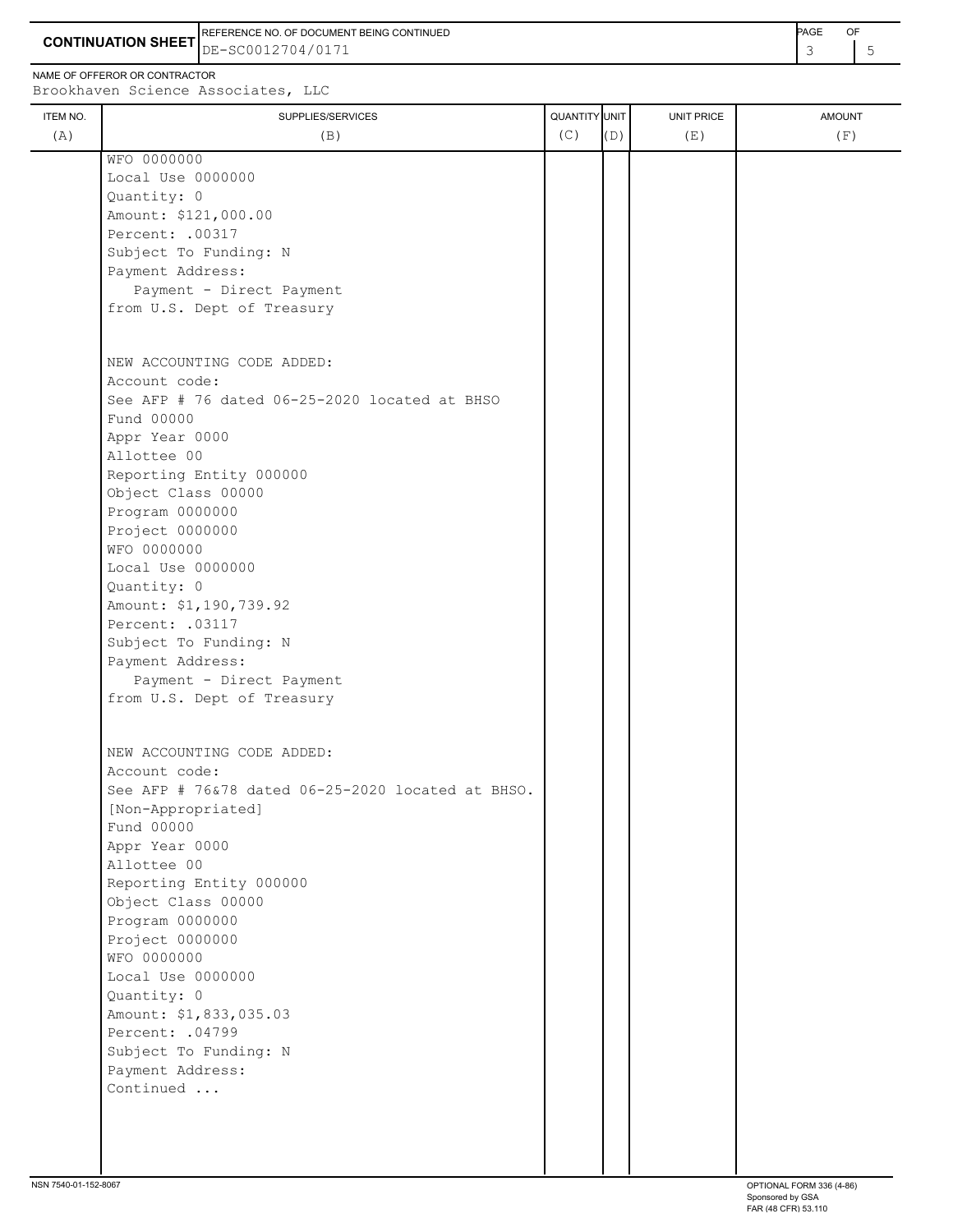**CONTINUATION SHEET**

REFERENCE NO. OF DOCUMENT BEING CONTINUED
DE-SC0012704/0171

NAME OF OFFEROR OR CONTRACTOR
Brookhaven Science Associates, LLC

| ITEM NO. (A) | SUPPLIES/SERVICES (B) | QUANTITY (C) | UNIT (D) | UNIT PRICE (E) | AMOUNT (F) |
|---|---|---|---|---|---|
| | WFO 0000000<br>Local Use 0000000<br>Quantity: 0<br>Amount: $121,000.00<br>Percent: .00317<br>Subject To Funding: N<br>Payment Address:<br>Payment - Direct Payment<br>from U.S. Dept of Treasury<br><br>NEW ACCOUNTING CODE ADDED:<br>Account code:<br>See AFP # 76 dated 06-25-2020 located at BHSO<br>Fund 00000<br>Appr Year 0000<br>Allottee 00<br>Reporting Entity 000000<br>Object Class 00000<br>Program 0000000<br>Project 0000000<br>WFO 0000000<br>Local Use 0000000<br>Quantity: 0<br>Amount: $1,190,739.92<br>Percent: .03117<br>Subject To Funding: N<br>Payment Address:<br>Payment - Direct Payment<br>from U.S. Dept of Treasury<br><br>NEW ACCOUNTING CODE ADDED:<br>Account code:<br>See AFP # 76&78 dated 06-25-2020 located at BHSO.<br>[Non-Appropriated]<br>Fund 00000<br>Appr Year 0000<br>Allottee 00<br>Reporting Entity 000000<br>Object Class 00000<br>Program 0000000<br>Project 0000000<br>WFO 0000000<br>Local Use 0000000<br>Quantity: 0<br>Amount: $1,833,035.03<br>Percent: .04799<br>Subject To Funding: N<br>Payment Address:<br>Continued ... | | | | |

NSN 7540-01-152-8067

OPTIONAL FORM 336 (4-86)
Sponsored by GSA
FAR (48 CFR) 53.110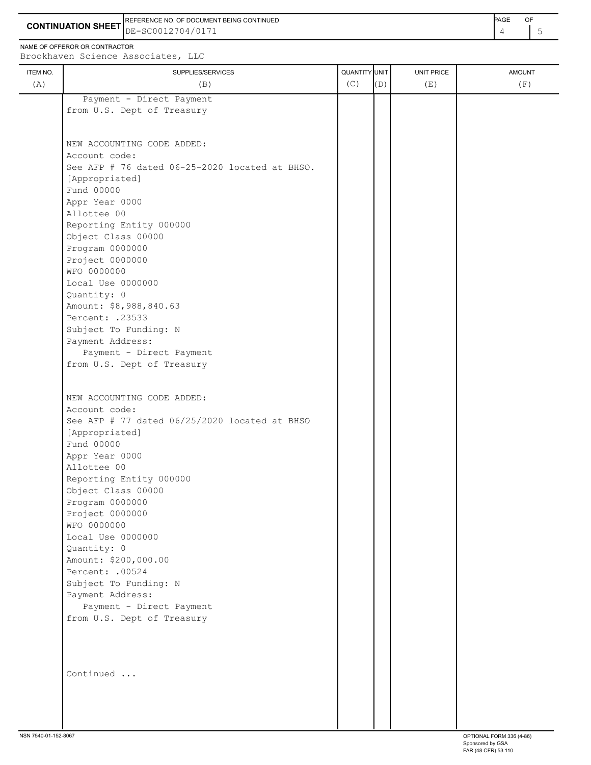**CONTINUATION SHEET**

REFERENCE NO. OF DOCUMENT BEING CONTINUED: DE-SC0012704/0171

NAME OF OFFEROR OR CONTRACTOR: Brookhaven Science Associates, LLC

| ITEM NO. (A) | SUPPLIES/SERVICES (B) | QUANTITY (C) | UNIT (D) | UNIT PRICE (E) | AMOUNT (F) |
|---|---|---|---|---|---|
| | Payment - Direct Payment from U.S. Dept of Treasury | | | | |

NEW ACCOUNTING CODE ADDED:
Account code:
See AFP # 76 dated 06-25-2020 located at BHSO.
[Appropriated]
Fund 00000
Appr Year 0000
Allottee 00
Reporting Entity 000000
Object Class 00000
Program 0000000
Project 0000000
WFO 0000000
Local Use 0000000
Quantity: 0
Amount: $8,988,840.63
Percent: .23533
Subject To Funding: N
Payment Address:
Payment - Direct Payment
from U.S. Dept of Treasury

NEW ACCOUNTING CODE ADDED:
Account code:
See AFP # 77 dated 06/25/2020 located at BHSO
[Appropriated]
Fund 00000
Appr Year 0000
Allottee 00
Reporting Entity 000000
Object Class 00000
Program 0000000
Project 0000000
WFO 0000000
Local Use 0000000
Quantity: 0
Amount: $200,000.00
Percent: .00524
Subject To Funding: N
Payment Address:
Payment - Direct Payment
from U.S. Dept of Treasury

Continued ...

NSN 7540-01-152-8067

OPTIONAL FORM 336 (4-86)
Sponsored by GSA
FAR (48 CFR) 53.110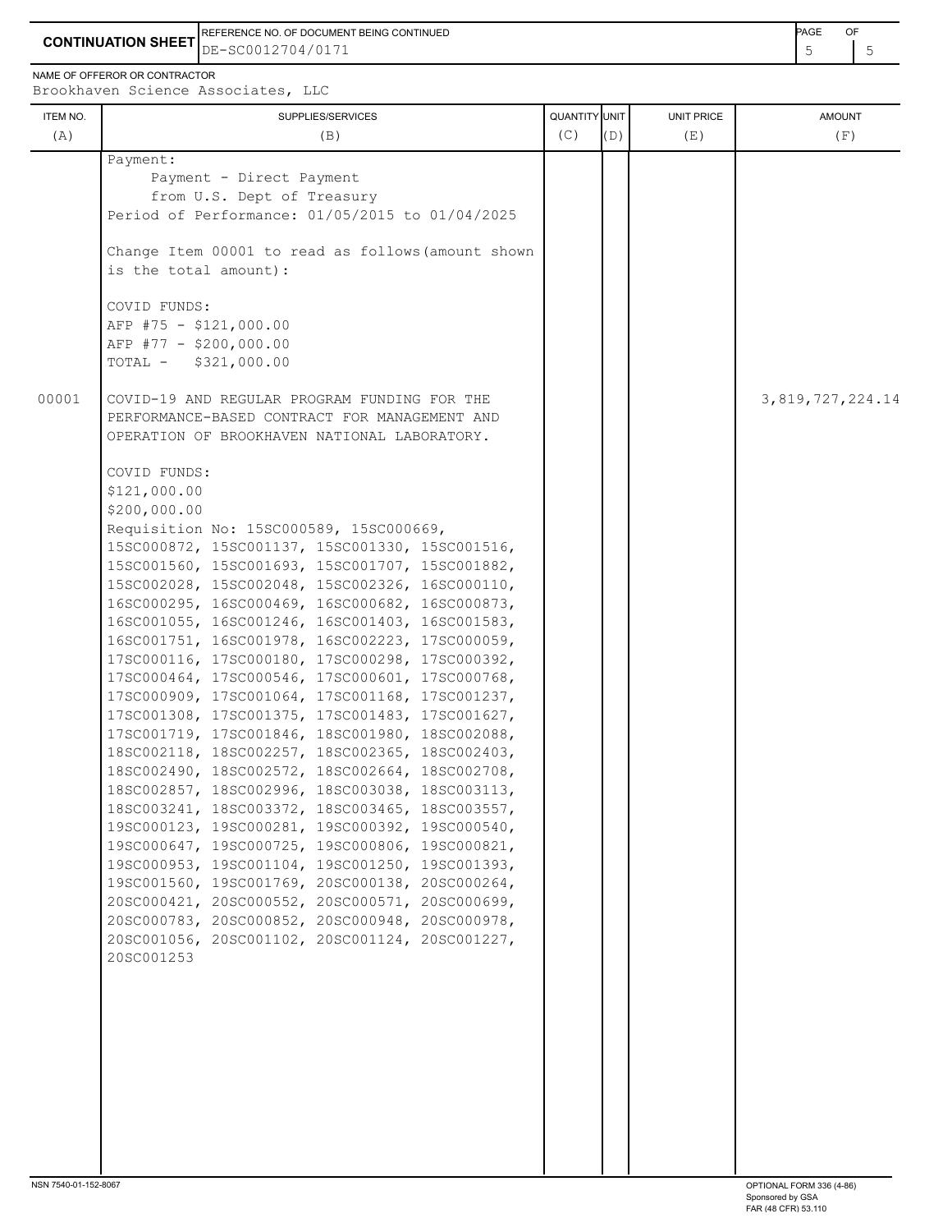**CONTINUATION SHEET**

REFERENCE NO. OF DOCUMENT BEING CONTINUED: DE-SC0012704/0171

NAME OF OFFEROR OR CONTRACTOR: Brookhaven Science Associates, LLC

| ITEM NO. (A) | SUPPLIES/SERVICES (B) | QUANTITY (C) | UNIT (D) | UNIT PRICE (E) | AMOUNT (F) |
|---|---|---|---|---|---|
| | Payment:<br>Payment - Direct Payment<br>from U.S. Dept of Treasury<br>Period of Performance: 01/05/2015 to 01/04/2025<br><br>Change Item 00001 to read as follows(amount shown is the total amount):<br><br>COVID FUNDS:<br>AFP #75 - $121,000.00<br>AFP #77 - $200,000.00<br>TOTAL - $321,000.00 | | | | |
| 00001 | COVID-19 AND REGULAR PROGRAM FUNDING FOR THE PERFORMANCE-BASED CONTRACT FOR MANAGEMENT AND OPERATION OF BROOKHAVEN NATIONAL LABORATORY.<br><br>COVID FUNDS:<br>$121,000.00<br>$200,000.00<br>Requisition No: 15SC000589, 15SC000669, 15SC000872, 15SC001137, 15SC001330, 15SC001516, 15SC001560, 15SC001693, 15SC001707, 15SC001882, 15SC002028, 15SC002048, 15SC002326, 16SC000110, 16SC000295, 16SC000469, 16SC000682, 16SC000873, 16SC001055, 16SC001246, 16SC001403, 16SC001583, 16SC001751, 16SC001978, 16SC002223, 17SC000059, 17SC000116, 17SC000180, 17SC000298, 17SC000392, 17SC000464, 17SC000546, 17SC000601, 17SC000768, 17SC000909, 17SC001064, 17SC001168, 17SC001237, 17SC001308, 17SC001375, 17SC001483, 17SC001627, 17SC001719, 17SC001846, 18SC001980, 18SC002088, 18SC002118, 18SC002257, 18SC002365, 18SC002403, 18SC002490, 18SC002572, 18SC002664, 18SC002708, 18SC002857, 18SC002996, 18SC003038, 18SC003113, 18SC003241, 18SC003372, 18SC003465, 18SC003557, 19SC000123, 19SC000281, 19SC000392, 19SC000540, 19SC000647, 19SC000725, 19SC000806, 19SC000821, 19SC000953, 19SC001104, 19SC001250, 19SC001393, 19SC001560, 19SC001769, 20SC000138, 20SC000264, 20SC000421, 20SC000552, 20SC000571, 20SC000699, 20SC000783, 20SC000852, 20SC000948, 20SC000978, 20SC001056, 20SC001102, 20SC001124, 20SC001227, 20SC001253 | | | | 3,819,727,224.14 |

NSN 7540-01-152-8067

OPTIONAL FORM 336 (4-86)
Sponsored by GSA
FAR (48 CFR) 53.110